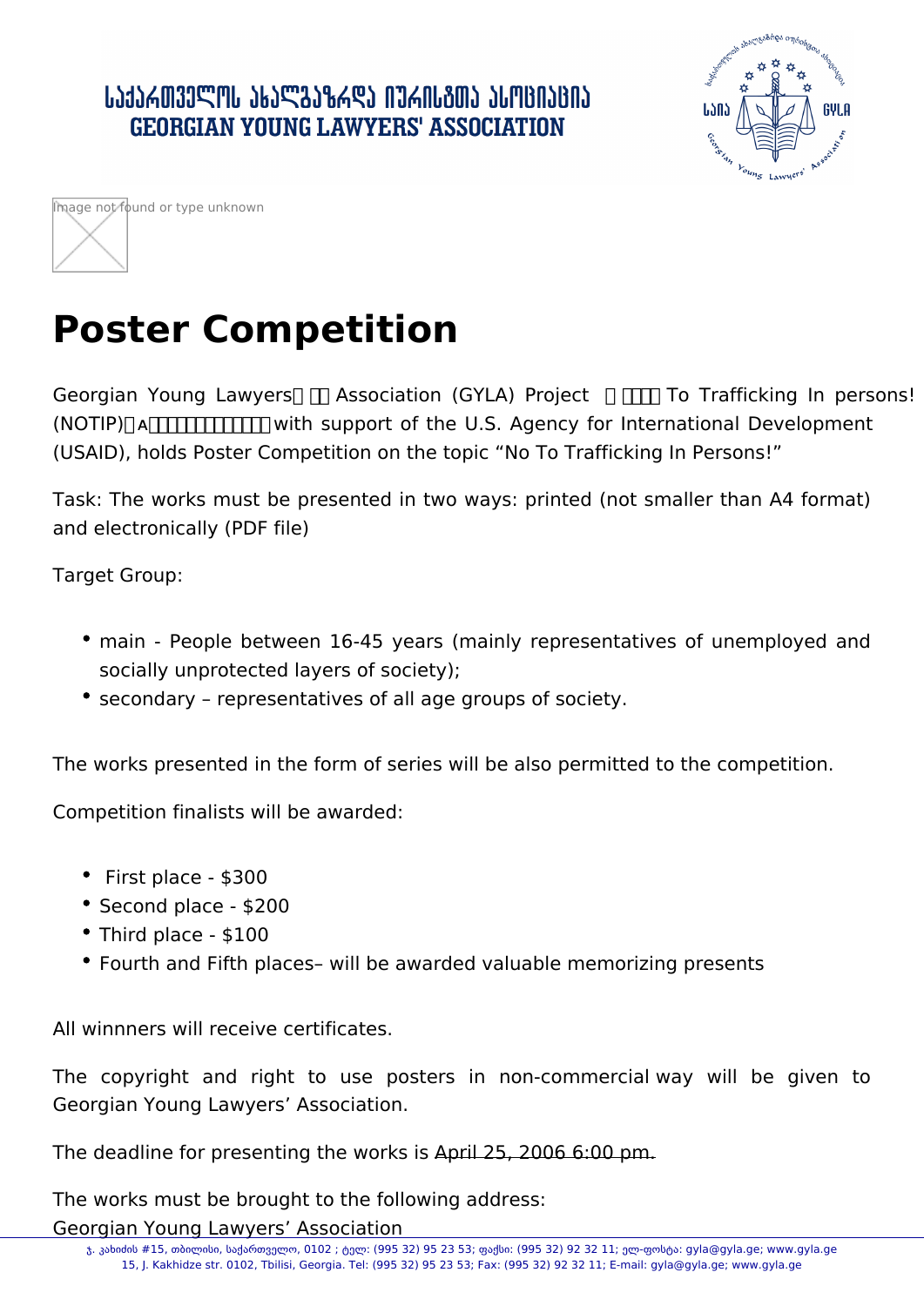# Poster Competition

Georgian Young Lawyers Association (GYLA) Project To Trafficking In persons! (NOTIP) with support of the U.S. Agency for International Development (USAID), holds Poster Competition on the topic "No To Trafficking In Persons!"

Task: The works must be presented in two ways: printed (not smaller than A4 format) and electronically (PDF file)

Target Group:

- main - People between 16-45 years (mainly representatives of unemployed and socially unprotected layers of society);
- secondary – representatives of all age groups of society.

The works presented in the form of series will be also permitted to the competition.

Competition finalists will be awarded:

- First place - $300
- Second place - $200
- Third place - $100
- Fourth and Fifth places– will be awarded valuable memorizing presents

All winnners will receive certificates.

The copyright and right to use posters in non-commercial way will be given to Georgian Young Lawyers' Association.

The deadline for presenting the works is April 25, 2006 6:00 pm.

The works must be brought to the following address:

Georgian Young Lawyers' Association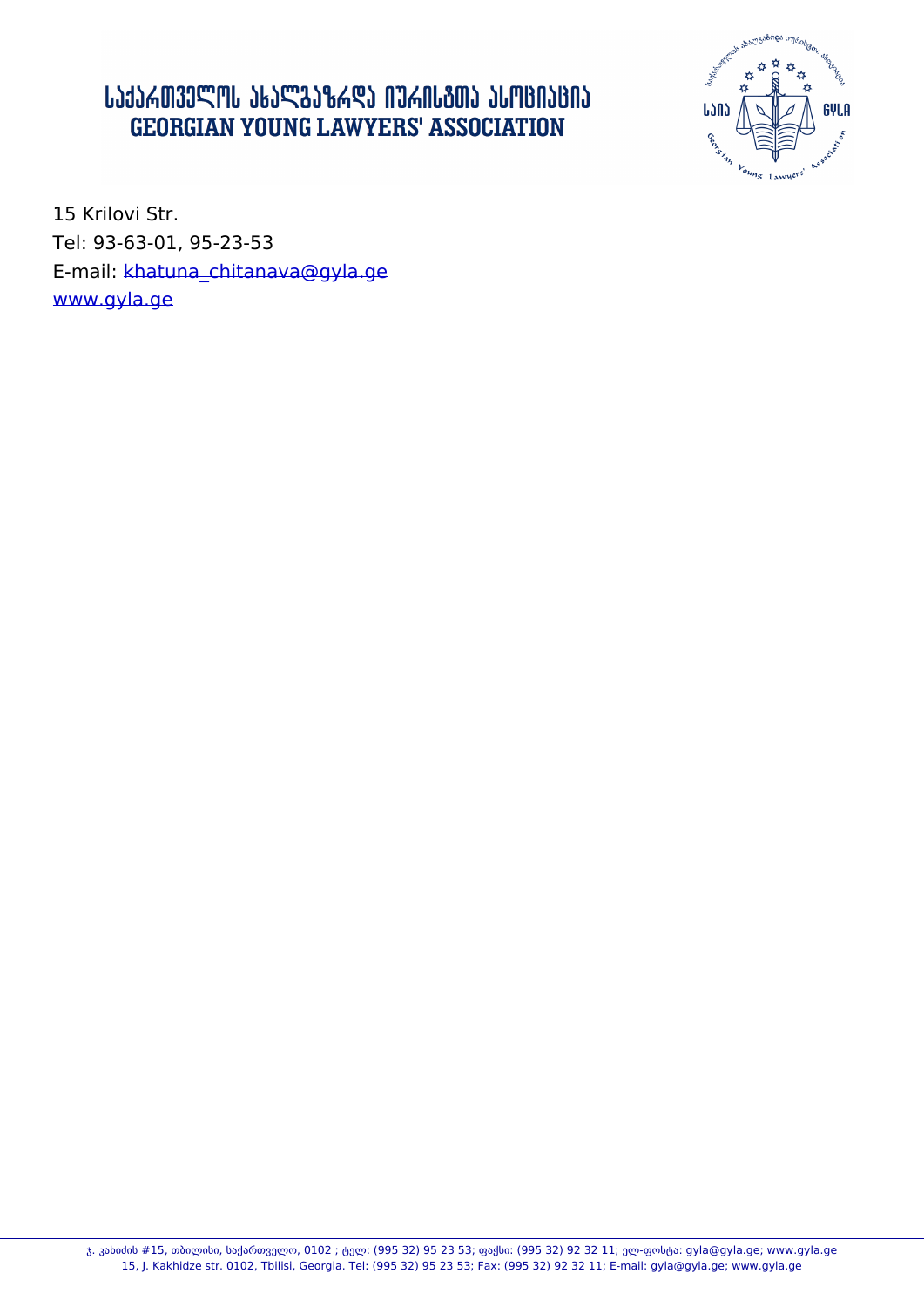# საქართველოს ახალგაზრდა იურისტთა ასოციაცია
# GEORGIAN YOUNG LAWYERS' ASSOCIATION

15 Krilovi Str.
Tel: 93-63-01, 95-23-53
E-mail: khatuna_chitanava@gyla.ge
www.gyla.ge

ჯ. კახიძის #15, თბილისი, საქართველო, 0102 ; ტელ: (995 32) 95 23 53; ფაქსი: (995 32) 92 32 11; ელ-ფოსტა: gyla@gyla.ge; www.gyla.ge
15, J. Kakhidze str. 0102, Tbilisi, Georgia. Tel: (995 32) 95 23 53; Fax: (995 32) 92 32 11; E-mail: gyla@gyla.ge; www.gyla.ge